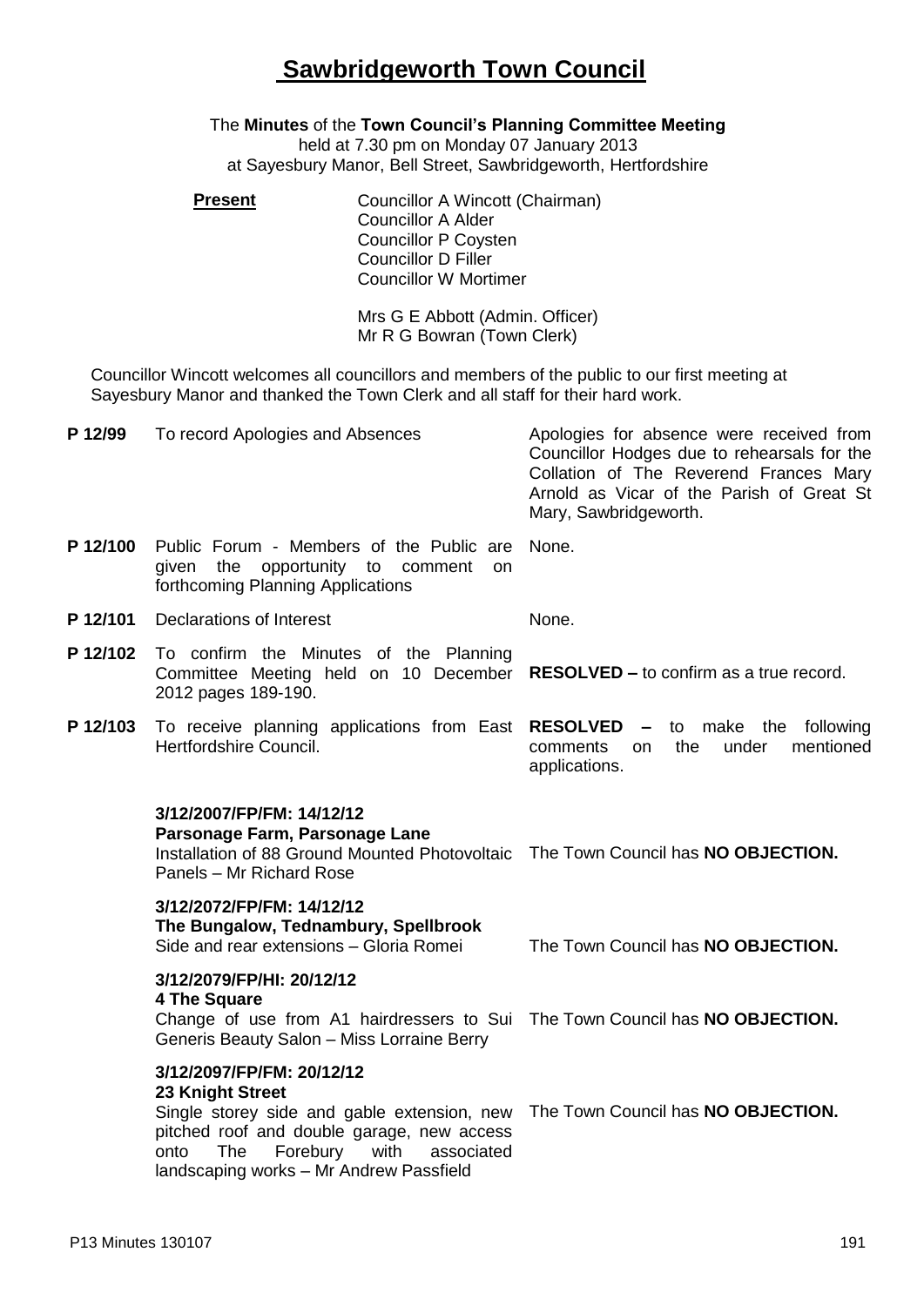# Sawbridgeworth Town Council

The **Minutes** of the **Town Council's Planning Committee Meeting**
held at 7.30 pm on Monday 07 January 2013
at Sayesbury Manor, Bell Street, Sawbridgeworth, Hertfordshire

**Present**

Councillor A Wincott (Chairman)
Councillor A Alder
Councillor P Coysten
Councillor D Filler
Councillor W Mortimer

Mrs G E Abbott (Admin. Officer)
Mr R G Bowran (Town Clerk)

Councillor Wincott welcomes all councillors and members of the public to our first meeting at Sayesbury Manor and thanked the Town Clerk and all staff for their hard work.

| | | |
|---|---|---|
| **P 12/99** | To record Apologies and Absences | Apologies for absence were received from Councillor Hodges due to rehearsals for the Collation of The Reverend Frances Mary Arnold as Vicar of the Parish of Great St Mary, Sawbridgeworth. |
| **P 12/100** | Public Forum - Members of the Public are given the opportunity to comment on forthcoming Planning Applications | None. |
| **P 12/101** | Declarations of Interest | None. |
| **P 12/102** | To confirm the Minutes of the Planning Committee Meeting held on 10 December 2012 pages 189-190. | **RESOLVED –** to confirm as a true record. |
| **P 12/103** | To receive planning applications from East Hertfordshire Council. | **RESOLVED –** to make the following comments on the under mentioned applications. |
| | **3/12/2007/FP/FM: 14/12/12**<br>**Parsonage Farm, Parsonage Lane**<br>Installation of 88 Ground Mounted Photovoltaic Panels – Mr Richard Rose | The Town Council has **NO OBJECTION.** |
| | **3/12/2072/FP/FM: 14/12/12**<br>**The Bungalow, Tednambury, Spellbrook**<br>Side and rear extensions – Gloria Romei | The Town Council has **NO OBJECTION.** |
| | **3/12/2079/FP/HI: 20/12/12**<br>**4 The Square**<br>Change of use from A1 hairdressers to Sui Generis Beauty Salon – Miss Lorraine Berry | The Town Council has **NO OBJECTION.** |
| | **3/12/2097/FP/FM: 20/12/12**<br>**23 Knight Street**<br>Single storey side and gable extension, new pitched roof and double garage, new access onto The Forebury with associated landscaping works – Mr Andrew Passfield | The Town Council has **NO OBJECTION.** |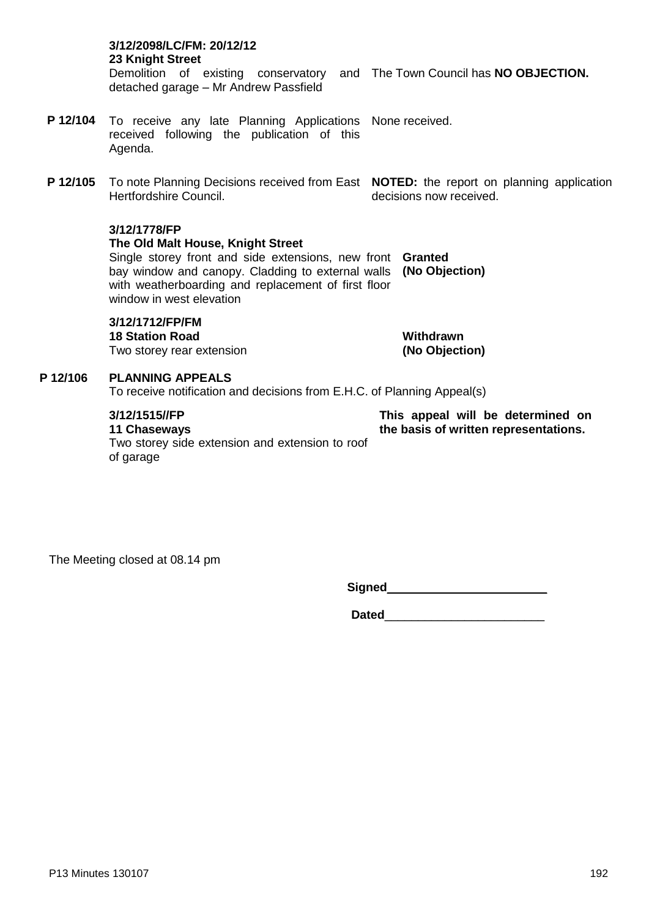**3/12/2098/LC/FM: 20/12/12**
**23 Knight Street**
Demolition of existing conservatory and detached garage – Mr Andrew Passfield

The Town Council has **NO OBJECTION.**

**P 12/104** To receive any late Planning Applications received following the publication of this Agenda.

None received.

**P 12/105** To note Planning Decisions received from East Hertfordshire Council.

**NOTED:** the report on planning application decisions now received.

**3/12/1778/FP**
**The Old Malt House, Knight Street**
Single storey front and side extensions, new front bay window and canopy. Cladding to external walls with weatherboarding and replacement of first floor window in west elevation

**Granted**
**(No Objection)**

**3/12/1712/FP/FM**
**18 Station Road**
Two storey rear extension

**Withdrawn**
**(No Objection)**

**P 12/106 PLANNING APPEALS**
To receive notification and decisions from E.H.C. of Planning Appeal(s)

**3/12/1515//FP**
**11 Chaseways**
Two storey side extension and extension to roof of garage

**This appeal will be determined on the basis of written representations.**

The Meeting closed at 08.14 pm

**Signed**________________________

**Dated**________________________

P13 Minutes 130107